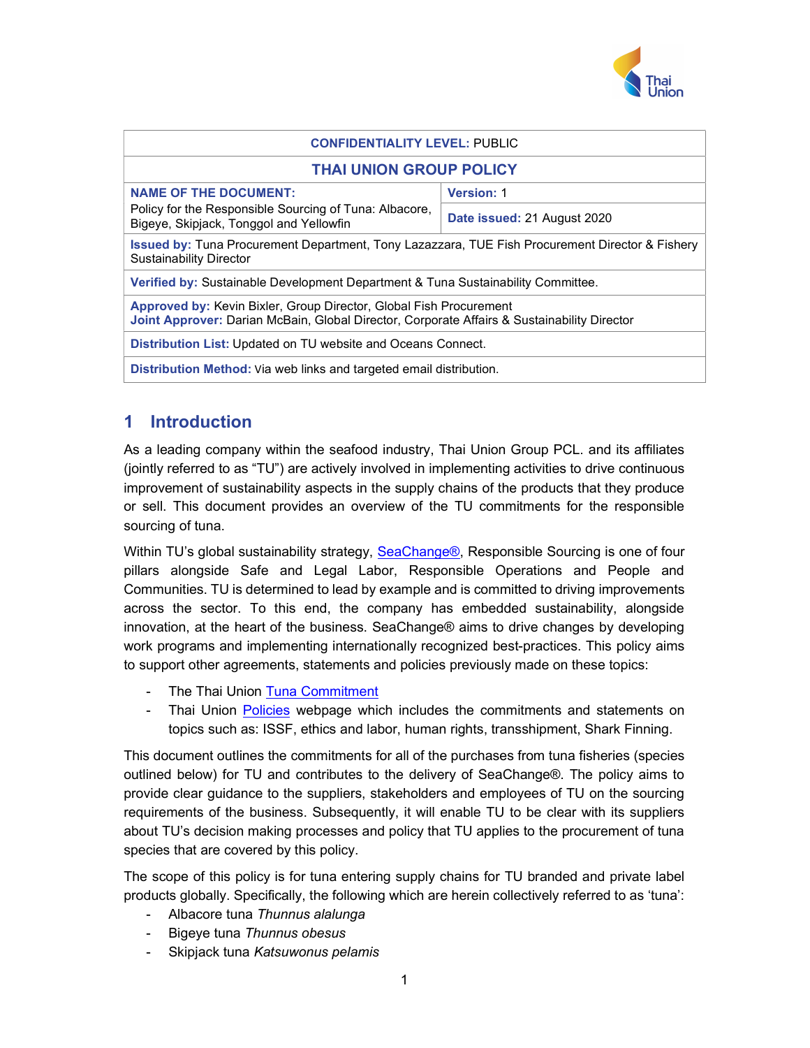| CONFIDENTIALITY LEVEL: PUBLIC | |
|---|---|
| **THAI UNION GROUP POLICY** | |
| **NAME OF THE DOCUMENT:** Policy for the Responsible Sourcing of Tuna: Albacore, Bigeye, Skipjack, Tonggol and Yellowfin | **Version:** 1 |
| | **Date issued:** 21 August 2020 |
| **Issued by:** Tuna Procurement Department, Tony Lazazzara, TUE Fish Procurement Director & Fishery Sustainability Director | |
| **Verified by:** Sustainable Development Department & Tuna Sustainability Committee. | |
| **Approved by:** Kevin Bixler, Group Director, Global Fish Procurement<br>**Joint Approver:** Darian McBain, Global Director, Corporate Affairs & Sustainability Director | |
| **Distribution List:** Updated on TU website and Oceans Connect. | |
| **Distribution Method:** Via web links and targeted email distribution. | |

## 1 Introduction

As a leading company within the seafood industry, Thai Union Group PCL. and its affiliates (jointly referred to as "TU") are actively involved in implementing activities to drive continuous improvement of sustainability aspects in the supply chains of the products that they produce or sell. This document provides an overview of the TU commitments for the responsible sourcing of tuna.

Within TU's global sustainability strategy, SeaChange®, Responsible Sourcing is one of four pillars alongside Safe and Legal Labor, Responsible Operations and People and Communities. TU is determined to lead by example and is committed to driving improvements across the sector. To this end, the company has embedded sustainability, alongside innovation, at the heart of the business. SeaChange® aims to drive changes by developing work programs and implementing internationally recognized best-practices. This policy aims to support other agreements, statements and policies previously made on these topics:

- The Thai Union Tuna Commitment
- Thai Union Policies webpage which includes the commitments and statements on topics such as: ISSF, ethics and labor, human rights, transshipment, Shark Finning.

This document outlines the commitments for all of the purchases from tuna fisheries (species outlined below) for TU and contributes to the delivery of SeaChange®. The policy aims to provide clear guidance to the suppliers, stakeholders and employees of TU on the sourcing requirements of the business. Subsequently, it will enable TU to be clear with its suppliers about TU's decision making processes and policy that TU applies to the procurement of tuna species that are covered by this policy.

The scope of this policy is for tuna entering supply chains for TU branded and private label products globally. Specifically, the following which are herein collectively referred to as 'tuna':

- Albacore tuna *Thunnus alalunga*
- Bigeye tuna *Thunnus obesus*
- Skipjack tuna *Katsuwonus pelamis*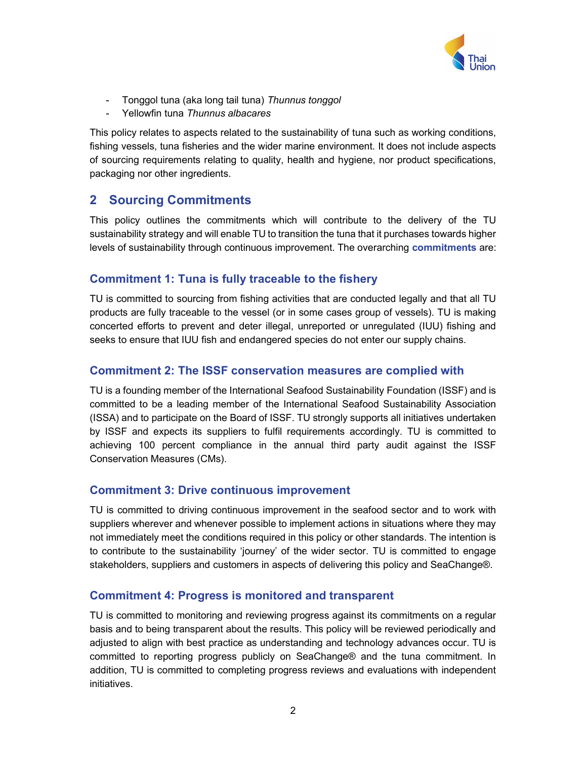- Tonggol tuna (aka long tail tuna) *Thunnus tonggol*
- Yellowfin tuna *Thunnus albacares*

This policy relates to aspects related to the sustainability of tuna such as working conditions, fishing vessels, tuna fisheries and the wider marine environment. It does not include aspects of sourcing requirements relating to quality, health and hygiene, nor product specifications, packaging nor other ingredients.

## 2 Sourcing Commitments

This policy outlines the commitments which will contribute to the delivery of the TU sustainability strategy and will enable TU to transition the tuna that it purchases towards higher levels of sustainability through continuous improvement. The overarching **commitments** are:

### Commitment 1: Tuna is fully traceable to the fishery

TU is committed to sourcing from fishing activities that are conducted legally and that all TU products are fully traceable to the vessel (or in some cases group of vessels). TU is making concerted efforts to prevent and deter illegal, unreported or unregulated (IUU) fishing and seeks to ensure that IUU fish and endangered species do not enter our supply chains.

### Commitment 2: The ISSF conservation measures are complied with

TU is a founding member of the International Seafood Sustainability Foundation (ISSF) and is committed to be a leading member of the International Seafood Sustainability Association (ISSA) and to participate on the Board of ISSF. TU strongly supports all initiatives undertaken by ISSF and expects its suppliers to fulfil requirements accordingly. TU is committed to achieving 100 percent compliance in the annual third party audit against the ISSF Conservation Measures (CMs).

### Commitment 3: Drive continuous improvement

TU is committed to driving continuous improvement in the seafood sector and to work with suppliers wherever and whenever possible to implement actions in situations where they may not immediately meet the conditions required in this policy or other standards. The intention is to contribute to the sustainability 'journey' of the wider sector. TU is committed to engage stakeholders, suppliers and customers in aspects of delivering this policy and SeaChange®.

### Commitment 4: Progress is monitored and transparent

TU is committed to monitoring and reviewing progress against its commitments on a regular basis and to being transparent about the results. This policy will be reviewed periodically and adjusted to align with best practice as understanding and technology advances occur. TU is committed to reporting progress publicly on SeaChange® and the tuna commitment. In addition, TU is committed to completing progress reviews and evaluations with independent initiatives.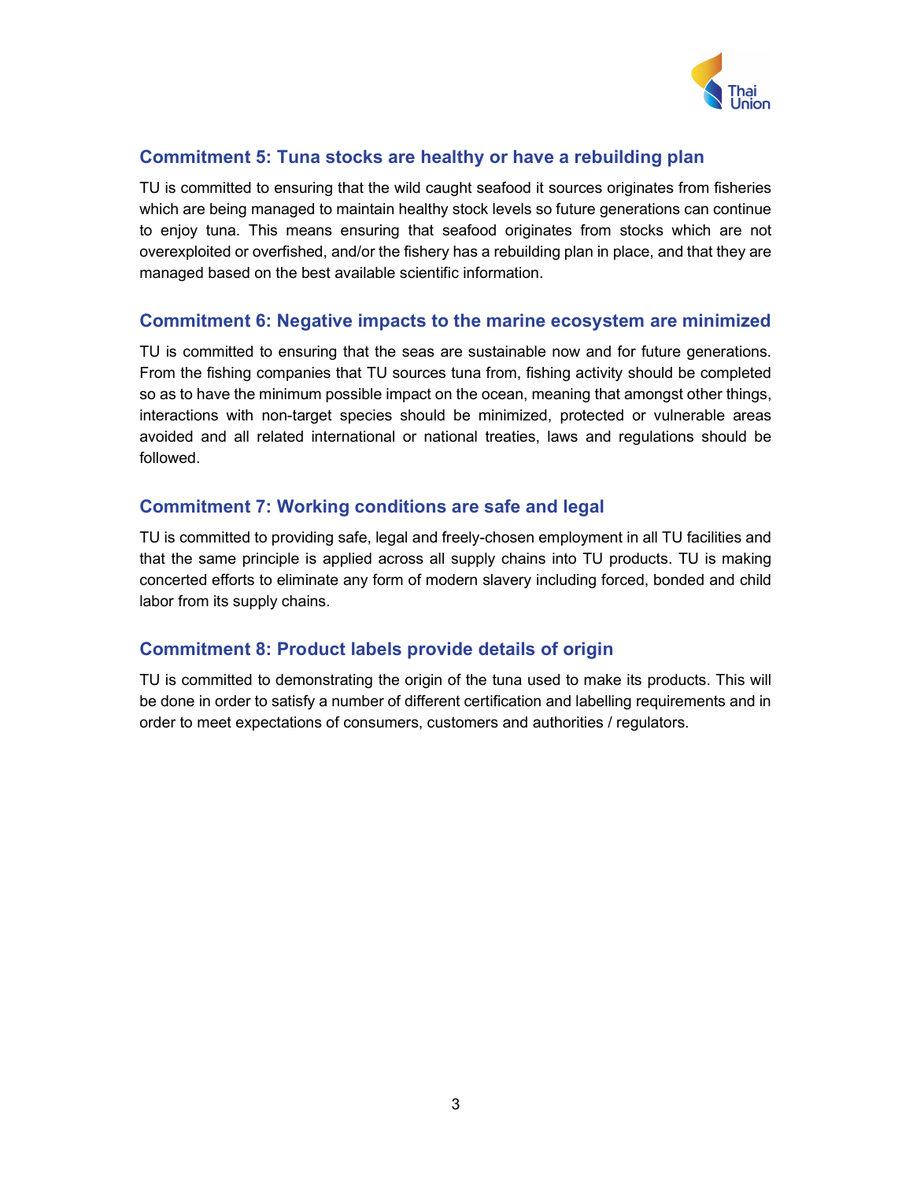## Commitment 5: Tuna stocks are healthy or have a rebuilding plan

TU is committed to ensuring that the wild caught seafood it sources originates from fisheries which are being managed to maintain healthy stock levels so future generations can continue to enjoy tuna. This means ensuring that seafood originates from stocks which are not overexploited or overfished, and/or the fishery has a rebuilding plan in place, and that they are managed based on the best available scientific information.

## Commitment 6: Negative impacts to the marine ecosystem are minimized

TU is committed to ensuring that the seas are sustainable now and for future generations. From the fishing companies that TU sources tuna from, fishing activity should be completed so as to have the minimum possible impact on the ocean, meaning that amongst other things, interactions with non-target species should be minimized, protected or vulnerable areas avoided and all related international or national treaties, laws and regulations should be followed.

## Commitment 7: Working conditions are safe and legal

TU is committed to providing safe, legal and freely-chosen employment in all TU facilities and that the same principle is applied across all supply chains into TU products. TU is making concerted efforts to eliminate any form of modern slavery including forced, bonded and child labor from its supply chains.

## Commitment 8: Product labels provide details of origin

TU is committed to demonstrating the origin of the tuna used to make its products. This will be done in order to satisfy a number of different certification and labelling requirements and in order to meet expectations of consumers, customers and authorities / regulators.